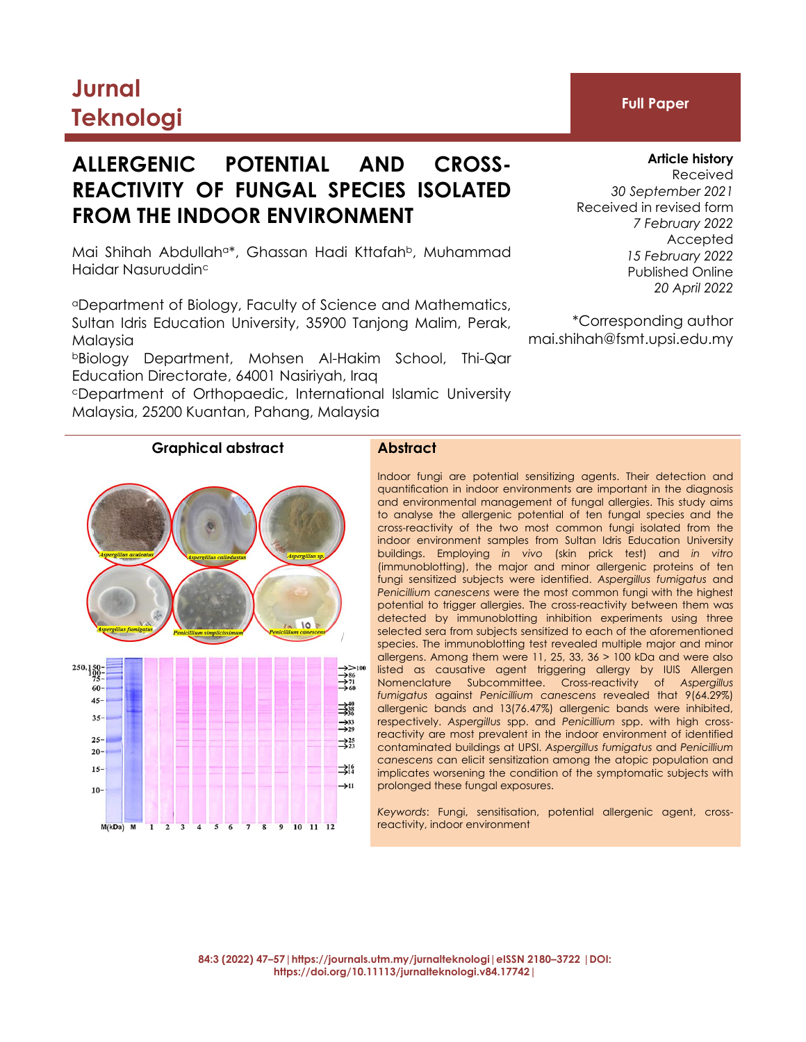# Jurnal Teknologi

**Full Paper**

# ALLERGENIC POTENTIAL AND CROSS-REACTIVITY OF FUNGAL SPECIES ISOLATED FROM THE INDOOR ENVIRONMENT

Mai Shihah Abdullah[a]*, Ghassan Hadi Kttafah[b], Muhammad Haidar Nasuruddin[c]

[a]Department of Biology, Faculty of Science and Mathematics, Sultan Idris Education University, 35900 Tanjong Malim, Perak, Malaysia

[b]Biology Department, Mohsen Al-Hakim School, Thi-Qar Education Directorate, 64001 Nasiriyah, Iraq

[c]Department of Orthopaedic, International Islamic University Malaysia, 25200 Kuantan, Pahang, Malaysia

**Article history**
Received
*30 September 2021*
Received in revised form
*7 February 2022*
Accepted
*15 February 2022*
Published Online
*20 April 2022*

*Corresponding author
mai.shihah@fsmt.upsi.edu.my

## Graphical abstract

## Abstract

Indoor fungi are potential sensitizing agents. Their detection and quantification in indoor environments are important in the diagnosis and environmental management of fungal allergies. This study aims to analyse the allergenic potential of ten fungal species and the cross-reactivity of the two most common fungi isolated from the indoor environment samples from Sultan Idris Education University buildings. Employing *in vivo* (skin prick test) and *in vitro* (immunoblotting), the major and minor allergenic proteins of ten fungi sensitized subjects were identified. *Aspergillus fumigatus* and *Penicillium canescens* were the most common fungi with the highest potential to trigger allergies. The cross-reactivity between them was detected by immunoblotting inhibition experiments using three selected sera from subjects sensitized to each of the aforementioned species. The immunoblotting test revealed multiple major and minor allergens. Among them were 11, 25, 33, 36 > 100 kDa and were also listed as causative agent triggering allergy by IUIS Allergen Nomenclature Subcommittee. Cross-reactivity of *Aspergillus fumigatus* against *Penicillium canescens* revealed that 9(64.29%) allergenic bands and 13(76.47%) allergenic bands were inhibited, respectively. *Aspergillus* spp. and *Penicillium* spp. with high cross-reactivity are most prevalent in the indoor environment of identified contaminated buildings at UPSI. *Aspergillus fumigatus* and *Penicillium canescens* can elicit sensitization among the atopic population and implicates worsening the condition of the symptomatic subjects with prolonged these fungal exposures.

*Keywords*: Fungi, sensitisation, potential allergenic agent, cross-reactivity, indoor environment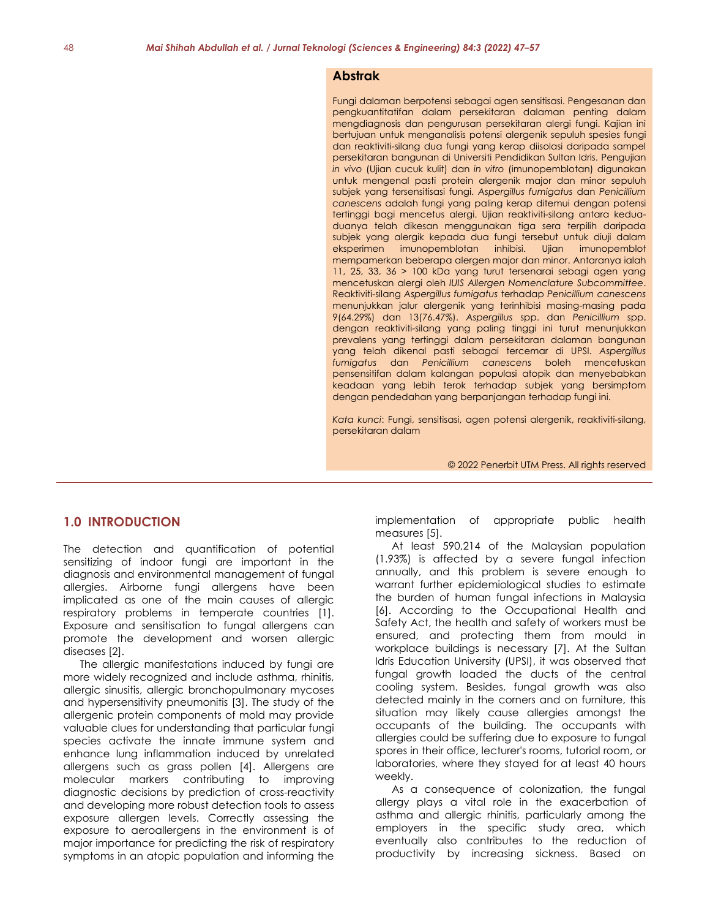## Abstrak

Fungi dalaman berpotensi sebagai agen sensitisasi. Pengesanan dan pengkuantitatifan dalam persekitaran dalaman penting dalam mengdiagnosis dan pengurusan persekitaran alergi fungi. Kajian ini bertujuan untuk menganalisis potensi alergenik sepuluh spesies fungi dan reaktiviti-silang dua fungi yang kerap diisolasi daripada sampel persekitaran bangunan di Universiti Pendidikan Sultan Idris. Pengujian *in vivo* (Ujian cucuk kulit) dan *in vitro* (imunopemblotan) digunakan untuk mengenal pasti protein alergenik major dan minor sepuluh subjek yang tersensitisasi fungi. *Aspergillus fumigatus* dan *Penicillium canescens* adalah fungi yang paling kerap ditemui dengan potensi tertinggi bagi mencetus alergi. Ujian reaktiviti-silang antara kedua-duanya telah dikesan menggunakan tiga sera terpilih daripada subjek yang alergik kepada dua fungi tersebut untuk diuji dalam eksperimen imunopemblotan inhibisi. Ujian imunopemblot mempamerkan beberapa alergen major dan minor. Antaranya ialah 11, 25, 33, 36 > 100 kDa yang turut tersenarai sebagai agen yang mencetuskan alergi oleh *IUIS Allergen Nomenclature Subcommittee*. Reaktiviti-silang *Aspergillus fumigatus* terhadap *Penicillium canescens* menunjukkan jalur alergenik yang terinhibisi masing-masing pada 9(64.29%) dan 13(76.47%). *Aspergillus* spp. dan *Penicillium* spp. dengan reaktiviti-silang yang paling tinggi ini turut menunjukkan prevalens yang tertinggi dalam persekitaran dalaman bangunan yang telah dikenal pasti sebagai tercemar di UPSI. *Aspergillus fumigatus* dan *Penicillium canescens* boleh mencetuskan pensensitifan dalam kalangan populasi atopik dan menyebabkan keadaan yang lebih terok terhadap subjek yang bersimptom dengan pendedahan yang berpanjangan terhadap fungi ini.

*Kata kunci*: Fungi, sensitisasi, agen potensi alergenik, reaktiviti-silang, persekitaran dalam

© 2022 Penerbit UTM Press. All rights reserved

## 1.0 INTRODUCTION

The detection and quantification of potential sensitizing of indoor fungi are important in the diagnosis and environmental management of fungal allergies. Airborne fungi allergens have been implicated as one of the main causes of allergic respiratory problems in temperate countries [1]. Exposure and sensitisation to fungal allergens can promote the development and worsen allergic diseases [2].

The allergic manifestations induced by fungi are more widely recognized and include asthma, rhinitis, allergic sinusitis, allergic bronchopulmonary mycoses and hypersensitivity pneumonitis [3]. The study of the allergenic protein components of mold may provide valuable clues for understanding that particular fungi species activate the innate immune system and enhance lung inflammation induced by unrelated allergens such as grass pollen [4]. Allergens are molecular markers contributing to improving diagnostic decisions by prediction of cross-reactivity and developing more robust detection tools to assess exposure allergen levels. Correctly assessing the exposure to aeroallergens in the environment is of major importance for predicting the risk of respiratory symptoms in an atopic population and informing the implementation of appropriate public health measures [5].

At least 590,214 of the Malaysian population (1.93%) is affected by a severe fungal infection annually, and this problem is severe enough to warrant further epidemiological studies to estimate the burden of human fungal infections in Malaysia [6]. According to the Occupational Health and Safety Act, the health and safety of workers must be ensured, and protecting them from mould in workplace buildings is necessary [7]. At the Sultan Idris Education University (UPSI), it was observed that fungal growth loaded the ducts of the central cooling system. Besides, fungal growth was also detected mainly in the corners and on furniture, this situation may likely cause allergies amongst the occupants of the building. The occupants with allergies could be suffering due to exposure to fungal spores in their office, lecturer's rooms, tutorial room, or laboratories, where they stayed for at least 40 hours weekly.

As a consequence of colonization, the fungal allergy plays a vital role in the exacerbation of asthma and allergic rhinitis, particularly among the employers in the specific study area, which eventually also contributes to the reduction of productivity by increasing sickness. Based on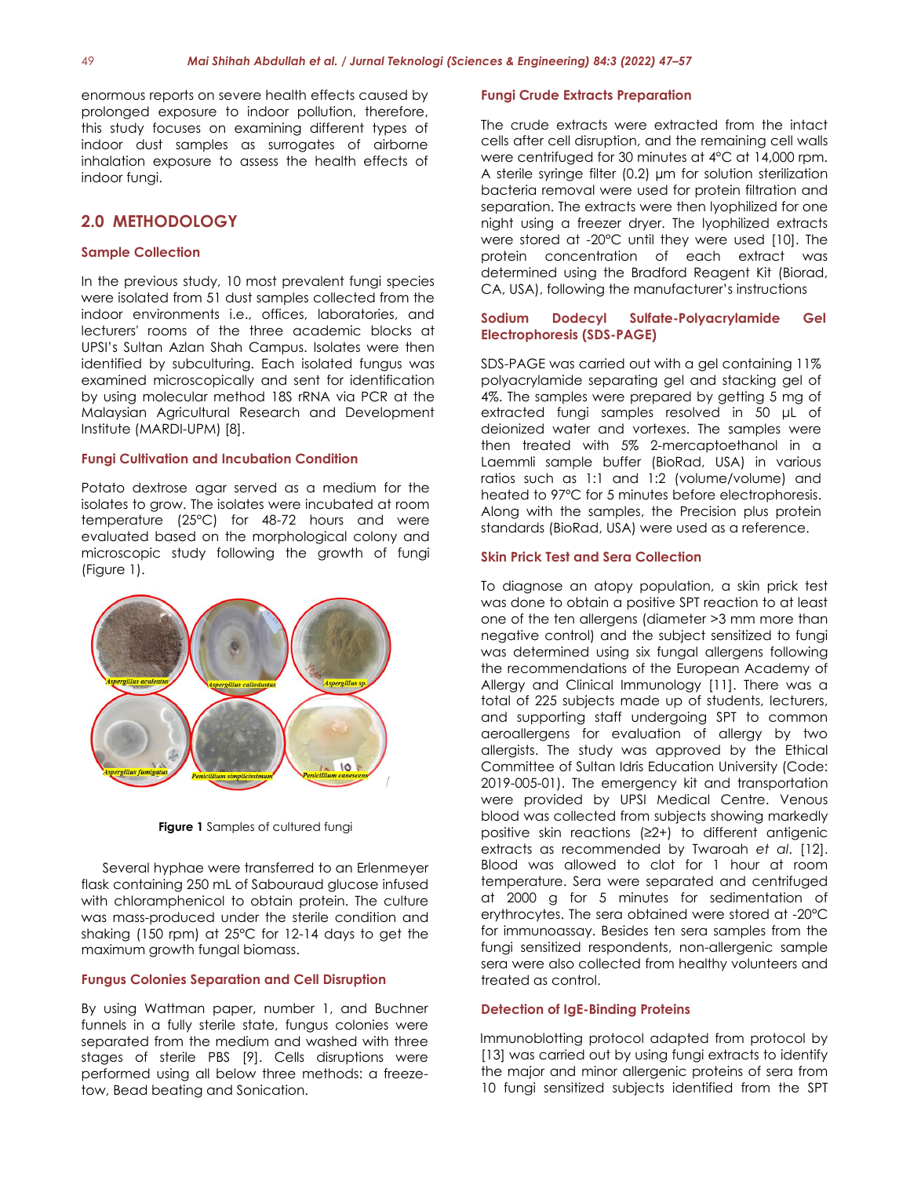enormous reports on severe health effects caused by prolonged exposure to indoor pollution, therefore, this study focuses on examining different types of indoor dust samples as surrogates of airborne inhalation exposure to assess the health effects of indoor fungi.

## 2.0 METHODOLOGY

### Sample Collection

In the previous study, 10 most prevalent fungi species were isolated from 51 dust samples collected from the indoor environments i.e., offices, laboratories, and lecturers' rooms of the three academic blocks at UPSI's Sultan Azlan Shah Campus. Isolates were then identified by subculturing. Each isolated fungus was examined microscopically and sent for identification by using molecular method 18S rRNA via PCR at the Malaysian Agricultural Research and Development Institute (MARDI-UPM) [8].

### Fungi Cultivation and Incubation Condition

Potato dextrose agar served as a medium for the isolates to grow. The isolates were incubated at room temperature (25°C) for 48-72 hours and were evaluated based on the morphological colony and microscopic study following the growth of fungi (Figure 1).

**Figure 1** Samples of cultured fungi

Several hyphae were transferred to an Erlenmeyer flask containing 250 mL of Sabouraud glucose infused with chloramphenicol to obtain protein. The culture was mass-produced under the sterile condition and shaking (150 rpm) at 25°C for 12-14 days to get the maximum growth fungal biomass.

### Fungus Colonies Separation and Cell Disruption

By using Wattman paper, number 1, and Buchner funnels in a fully sterile state, fungus colonies were separated from the medium and washed with three stages of sterile PBS [9]. Cells disruptions were performed using all below three methods: a freeze-tow, Bead beating and Sonication.

### Fungi Crude Extracts Preparation

The crude extracts were extracted from the intact cells after cell disruption, and the remaining cell walls were centrifuged for 30 minutes at 4°C at 14,000 rpm. A sterile syringe filter (0.2) µm for solution sterilization bacteria removal were used for protein filtration and separation. The extracts were then lyophilized for one night using a freezer dryer. The lyophilized extracts were stored at -20°C until they were used [10]. The protein concentration of each extract was determined using the Bradford Reagent Kit (Biorad, CA, USA), following the manufacturer's instructions

### Sodium Dodecyl Sulfate-Polyacrylamide Gel Electrophoresis (SDS-PAGE)

SDS-PAGE was carried out with a gel containing 11% polyacrylamide separating gel and stacking gel of 4%. The samples were prepared by getting 5 mg of extracted fungi samples resolved in 50 µL of deionized water and vortexes. The samples were then treated with 5% 2-mercaptoethanol in a Laemmli sample buffer (BioRad, USA) in various ratios such as 1:1 and 1:2 (volume/volume) and heated to 97°C for 5 minutes before electrophoresis. Along with the samples, the Precision plus protein standards (BioRad, USA) were used as a reference.

### Skin Prick Test and Sera Collection

To diagnose an atopy population, a skin prick test was done to obtain a positive SPT reaction to at least one of the ten allergens (diameter >3 mm more than negative control) and the subject sensitized to fungi was determined using six fungal allergens following the recommendations of the European Academy of Allergy and Clinical Immunology [11]. There was a total of 225 subjects made up of students, lecturers, and supporting staff undergoing SPT to common aeroallergens for evaluation of allergy by two allergists. The study was approved by the Ethical Committee of Sultan Idris Education University (Code: 2019-005-01). The emergency kit and transportation were provided by UPSI Medical Centre. Venous blood was collected from subjects showing markedly positive skin reactions (≥2+) to different antigenic extracts as recommended by Twaroah *et al.* [12]. Blood was allowed to clot for 1 hour at room temperature. Sera were separated and centrifuged at 2000 g for 5 minutes for sedimentation of erythrocytes. The sera obtained were stored at -20°C for immunoassay. Besides ten sera samples from the fungi sensitized respondents, non-allergenic sample sera were also collected from healthy volunteers and treated as control.

### Detection of IgE-Binding Proteins

Immunoblotting protocol adapted from protocol by [13] was carried out by using fungi extracts to identify the major and minor allergenic proteins of sera from 10 fungi sensitized subjects identified from the SPT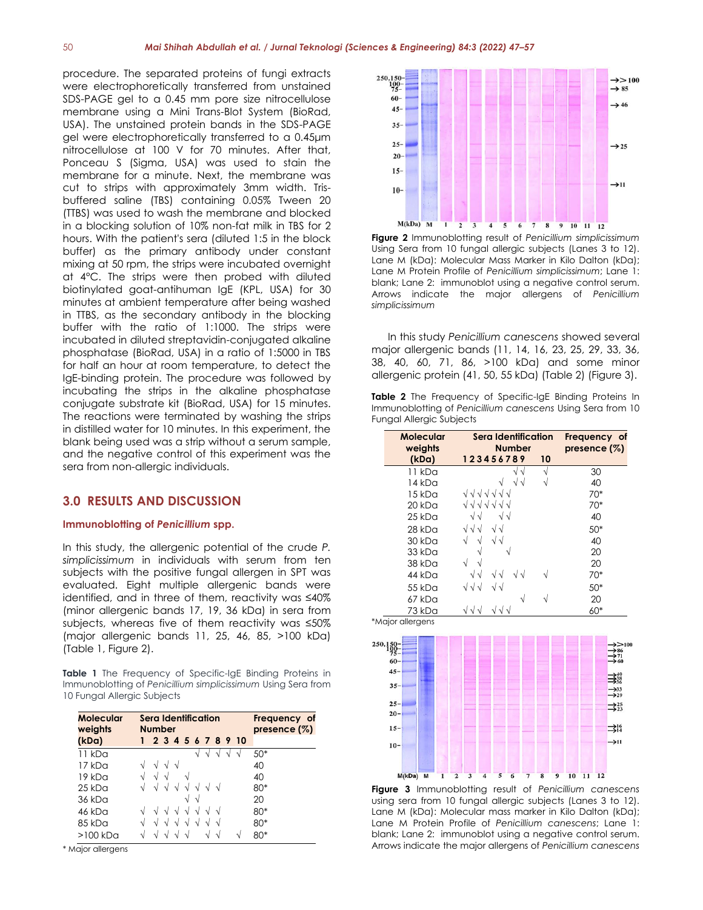procedure. The separated proteins of fungi extracts were electrophoretically transferred from unstained SDS-PAGE gel to a 0.45 mm pore size nitrocellulose membrane using a Mini Trans-Blot System (BioRad, USA). The unstained protein bands in the SDS-PAGE gel were electrophoretically transferred to a 0.45µm nitrocellulose at 100 V for 70 minutes. After that, Ponceau S (Sigma, USA) was used to stain the membrane for a minute. Next, the membrane was cut to strips with approximately 3mm width. Tris-buffered saline (TBS) containing 0.05% Tween 20 (TTBS) was used to wash the membrane and blocked in a blocking solution of 10% non-fat milk in TBS for 2 hours. With the patient's sera (diluted 1:5 in the block buffer) as the primary antibody under constant mixing at 50 rpm, the strips were incubated overnight at 4°C. The strips were then probed with diluted biotinylated goat-antihuman IgE (KPL, USA) for 30 minutes at ambient temperature after being washed in TTBS, as the secondary antibody in the blocking buffer with the ratio of 1:1000. The strips were incubated in diluted streptavidin-conjugated alkaline phosphatase (BioRad, USA) in a ratio of 1:5000 in TBS for half an hour at room temperature, to detect the IgE-binding protein. The procedure was followed by incubating the strips in the alkaline phosphatase conjugate substrate kit (BioRad, USA) for 15 minutes. The reactions were terminated by washing the strips in distilled water for 10 minutes. In this experiment, the blank being used was a strip without a serum sample, and the negative control of this experiment was the sera from non-allergic individuals.

## 3.0 RESULTS AND DISCUSSION

### Immunoblotting of *Penicillium* spp.

In this study, the allergenic potential of the crude *P. simplicissimum* in individuals with serum from ten subjects with the positive fungal allergen in SPT was evaluated. Eight multiple allergenic bands were identified, and in three of them, reactivity was ≤40% (minor allergenic bands 17, 19, 36 kDa) in sera from subjects, whereas five of them reactivity was ≤50% (major allergenic bands 11, 25, 46, 85, >100 kDa) (Table 1, Figure 2).

**Table 1** The Frequency of Specific-IgE Binding Proteins in Immunoblotting of *Penicillium simplicissimum* Using Sera from 10 Fungal Allergic Subjects

| Molecular weights (kDa) | Sera Identification Number | | | | | | | | | | Frequency of presence (%) |
|---|---|---|---|---|---|---|---|---|---|---|---|
| | 1 | 2 | 3 | 4 | 5 | 6 | 7 | 8 | 9 | 10 | |
| 11 kDa | | | | | | √ | √ | √ | √ | √ | 50* |
| 17 kDa | √ | √ | √ | √ | | | | | | | 40 |
| 19 kDa | √ | √ | √ | | √ | | | | | | 40 |
| 25 kDa | √ | √ | √ | √ | √ | √ | √ | √ | | | 80* |
| 36 kDa | | | | | √ | √ | | | | | 20 |
| 46 kDa | √ | √ | √ | √ | √ | √ | √ | √ | | | 80* |
| 85 kDa | √ | √ | √ | √ | √ | √ | √ | √ | | | 80* |
| >100 kDa | √ | √ | √ | √ | √ | | √ | √ | | √ | 80* |

\* Major allergens

**Figure 2** Immunoblotting result of *Penicillium simplicissimum* Using Sera from 10 fungal allergic subjects (Lanes 3 to 12). Lane M (kDa): Molecular Mass Marker in Kilo Dalton (kDa); Lane M Protein Profile of *Penicillium simplicissimum*; Lane 1: blank; Lane 2: immunoblot using a negative control serum. Arrows indicate the major allergens of *Penicillium simplicissimum*

In this study *Penicillium canescens* showed several major allergenic bands (11, 14, 16, 23, 25, 29, 33, 36, 38, 40, 60, 71, 86, >100 kDa) and some minor allergenic protein (41, 50, 55 kDa) (Table 2) (Figure 3).

**Table 2** The Frequency of Specific-IgE Binding Proteins In Immunoblotting of *Penicillium canescens* Using Sera from 10 Fungal Allergic Subjects

| Molecular weights (kDa) | Sera Identification Number | | | | | | | | | | Frequency of presence (%) |
|---|---|---|---|---|---|---|---|---|---|---|---|
| | 1 | 2 | 3 | 4 | 5 | 6 | 7 | 8 | 9 | 10 | |
| 11 kDa | | | | | | | | √ | √ | √ | 30 |
| 14 kDa | | | | | | √ | | √ | √ | √ | 40 |
| 15 kDa | √ | √ | √ | √ | √ | √ | √ | | | | 70* |
| 20 kDa | √ | √ | √ | √ | √ | √ | √ | | | | 70* |
| 25 kDa | | √ | √ | | | √ | √ | | | | 40 |
| 28 kDa | √ | √ | √ | | √ | √ | | | | | 50* |
| 30 kDa | √ | | √ | | √ | √ | | | | | 40 |
| 33 kDa | | | √ | | | | √ | | | | 20 |
| 38 kDa | √ | | √ | | | | | | | | 20 |
| 44 kDa | | √ | √ | | √ | √ | | √ | √ | √ | 70* |
| 55 kDa | √ | √ | √ | | √ | √ | | | | | 50* |
| 67 kDa | | | | | | | | | √ | √ | 20 |
| 73 kDa | √ | √ | √ | | √ | √ | √ | | | | 60* |

\*Major allergens

**Figure 3** Immunoblotting result of *Penicillium canescens* using sera from 10 fungal allergic subjects (Lanes 3 to 12). Lane M (kDa): Molecular mass marker in Kilo Dalton (kDa); Lane M Protein Profile of *Penicillium canescens*; Lane 1: blank; Lane 2: immunoblot using a negative control serum. Arrows indicate the major allergens of *Penicillium canescens*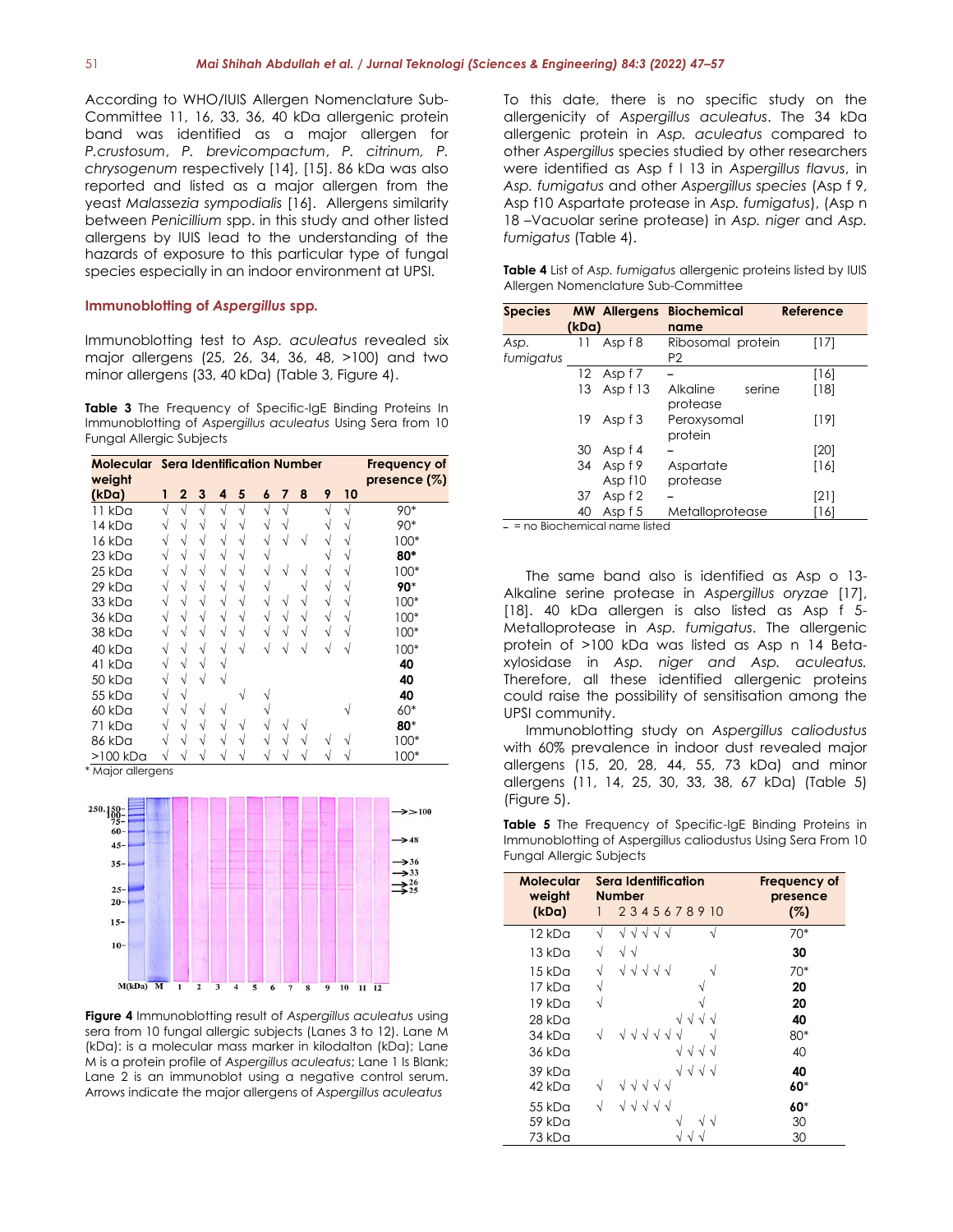According to WHO/IUIS Allergen Nomenclature Sub-Committee 11, 16, 33, 36, 40 kDa allergenic protein band was identified as a major allergen for *P.crustosum*, *P. brevicompactum*, *P. citrinum, P. chrysogenum* respectively [14], [15]. 86 kDa was also reported and listed as a major allergen from the yeast *Malassezia sympodialis* [16]. Allergens similarity between *Penicillium* spp. in this study and other listed allergens by IUIS lead to the understanding of the hazards of exposure to this particular type of fungal species especially in an indoor environment at UPSI.

### Immunoblotting of *Aspergillus* spp.

Immunoblotting test to *Asp. aculeatus* revealed six major allergens (25, 26, 34, 36, 48, >100) and two minor allergens (33, 40 kDa) (Table 3, Figure 4).

**Table 3** The Frequency of Specific-IgE Binding Proteins In Immunoblotting of *Aspergillus aculeatus* Using Sera from 10 Fungal Allergic Subjects

| Molecular weight (kDa) | 1 | 2 | 3 | 4 | 5 | 6 | 7 | 8 | 9 | 10 | Frequency of presence (%) |
|---|---|---|---|---|---|---|---|---|---|---|---|
| | **Sera Identification Number** | | | | | | | | | | |
| 11 kDa | √ | √ | √ | √ | √ | √ | √ | | √ | √ | 90* |
| 14 kDa | √ | √ | √ | √ | √ | √ | √ | | √ | √ | 90* |
| 16 kDa | √ | √ | √ | √ | √ | √ | √ | √ | √ | √ | 100* |
| 23 kDa | √ | √ | √ | √ | √ | √ | | | √ | √ | **80*** |
| 25 kDa | √ | √ | √ | √ | √ | √ | √ | √ | √ | √ | 100* |
| 29 kDa | √ | √ | √ | √ | √ | √ | | √ | √ | √ | **90*** |
| 33 kDa | √ | √ | √ | √ | √ | √ | √ | √ | √ | √ | 100* |
| 36 kDa | √ | √ | √ | √ | √ | √ | √ | √ | √ | √ | 100* |
| 38 kDa | √ | √ | √ | √ | √ | √ | √ | √ | √ | √ | 100* |
| 40 kDa | √ | √ | √ | √ | √ | √ | √ | √ | √ | √ | 100* |
| 41 kDa | √ | √ | √ | √ | | | | | | | **40** |
| 50 kDa | √ | √ | √ | √ | | | | | | | **40** |
| 55 kDa | √ | √ | | | √ | √ | | | | | **40** |
| 60 kDa | √ | √ | √ | √ | | √ | | | | √ | 60* |
| 71 kDa | √ | √ | √ | √ | √ | √ | √ | √ | | | **80*** |
| 86 kDa | √ | √ | √ | √ | √ | √ | √ | √ | √ | √ | 100* |
| >100 kDa | √ | √ | √ | √ | √ | √ | √ | √ | √ | √ | 100* |

\* Major allergens

**Figure 4** Immunoblotting result of *Aspergillus aculeatus* using sera from 10 fungal allergic subjects (Lanes 3 to 12). Lane M (kDa): is a molecular mass marker in kilodalton (kDa); Lane M is a protein profile of *Aspergillus aculeatus*; Lane 1 Is Blank; Lane 2 is an immunoblot using a negative control serum. Arrows indicate the major allergens of *Aspergillus aculeatus*

To this date, there is no specific study on the allergenicity of *Aspergillus aculeatus*. The 34 kDa allergenic protein in *Asp. aculeatus* compared to other *Aspergillus* species studied by other researchers were identified as Asp f l 13 in *Aspergillus flavus*, in *Asp. fumigatus* and other *Aspergillus species* (Asp f 9, Asp f10 Aspartate protease in *Asp. fumigatus*), (Asp n 18 –Vacuolar serine protease) in *Asp. niger* and *Asp. fumigatus* (Table 4).

**Table 4** List of *Asp. fumigatus* allergenic proteins listed by IUIS Allergen Nomenclature Sub-Committee

| Species | MW (kDa) | Allergens | Biochemical name | Reference |
|---|---|---|---|---|
| *Asp. fumigatus* | 11 | Asp f 8 | Ribosomal protein P2 | [17] |
| | 12 | Asp f 7 | – | [16] |
| | 13 | Asp f 13 | Alkaline serine protease | [18] |
| | 19 | Asp f 3 | Peroxysomal protein | [19] |
| | 30 | Asp f 4 | – | [20] |
| | 34 | Asp f 9 Asp f10 | Aspartate protease | [16] |
| | 37 | Asp f 2 | – | [21] |
| | 40 | Asp f 5 | Metalloprotease | [16] |

– = no Biochemical name listed

The same band also is identified as Asp o 13-Alkaline serine protease in *Aspergillus oryzae* [17], [18]. 40 kDa allergen is also listed as Asp f 5-Metalloprotease in *Asp. fumigatus*. The allergenic protein of >100 kDa was listed as Asp n 14 Beta-xylosidase in *Asp. niger and Asp. aculeatus.* Therefore, all these identified allergenic proteins could raise the possibility of sensitisation among the UPSI community.

Immunoblotting study on *Aspergillus caliodustus* with 60% prevalence in indoor dust revealed major allergens (15, 20, 28, 44, 55, 73 kDa) and minor allergens (11, 14, 25, 30, 33, 38, 67 kDa) (Table 5) (Figure 5).

**Table 5** The Frequency of Specific-IgE Binding Proteins in Immunoblotting of Aspergillus caliodustus Using Sera From 10 Fungal Allergic Subjects

| Molecular weight (kDa) | 1 | 2 | 3 | 4 | 5 | 6 | 7 | 8 | 9 | 10 | Frequency of presence (%) |
|---|---|---|---|---|---|---|---|---|---|---|---|
| | **Sera Identification Number** | | | | | | | | | | |
| 12 kDa | √ | √ | √ | √ | √ | √ | | | | √ | 70* |
| 13 kDa | √ | √ | √ | | | | | | | | **30** |
| 15 kDa | √ | √ | √ | √ | √ | √ | | | | √ | 70* |
| 17 kDa | √ | | | | | | | | √ | | **20** |
| 19 kDa | √ | | | | | | | | √ | | **20** |
| 28 kDa | | | | | | | √ | √ | √ | √ | **40** |
| 34 kDa | √ | √ | √ | √ | √ | √ | √ | | | √ | 80* |
| 36 kDa | | | | | | | √ | √ | √ | √ | 40 |
| 39 kDa | | | | | | | √ | √ | √ | √ | **40** |
| 42 kDa | √ | √ | √ | √ | √ | √ | | | | | **60*** |
| 55 kDa | √ | √ | √ | √ | √ | √ | | | | | **60*** |
| 59 kDa | | | | | | | √ | | √ | √ | 30 |
| 73 kDa | | | | | | | √ | √ | √ | | 30 |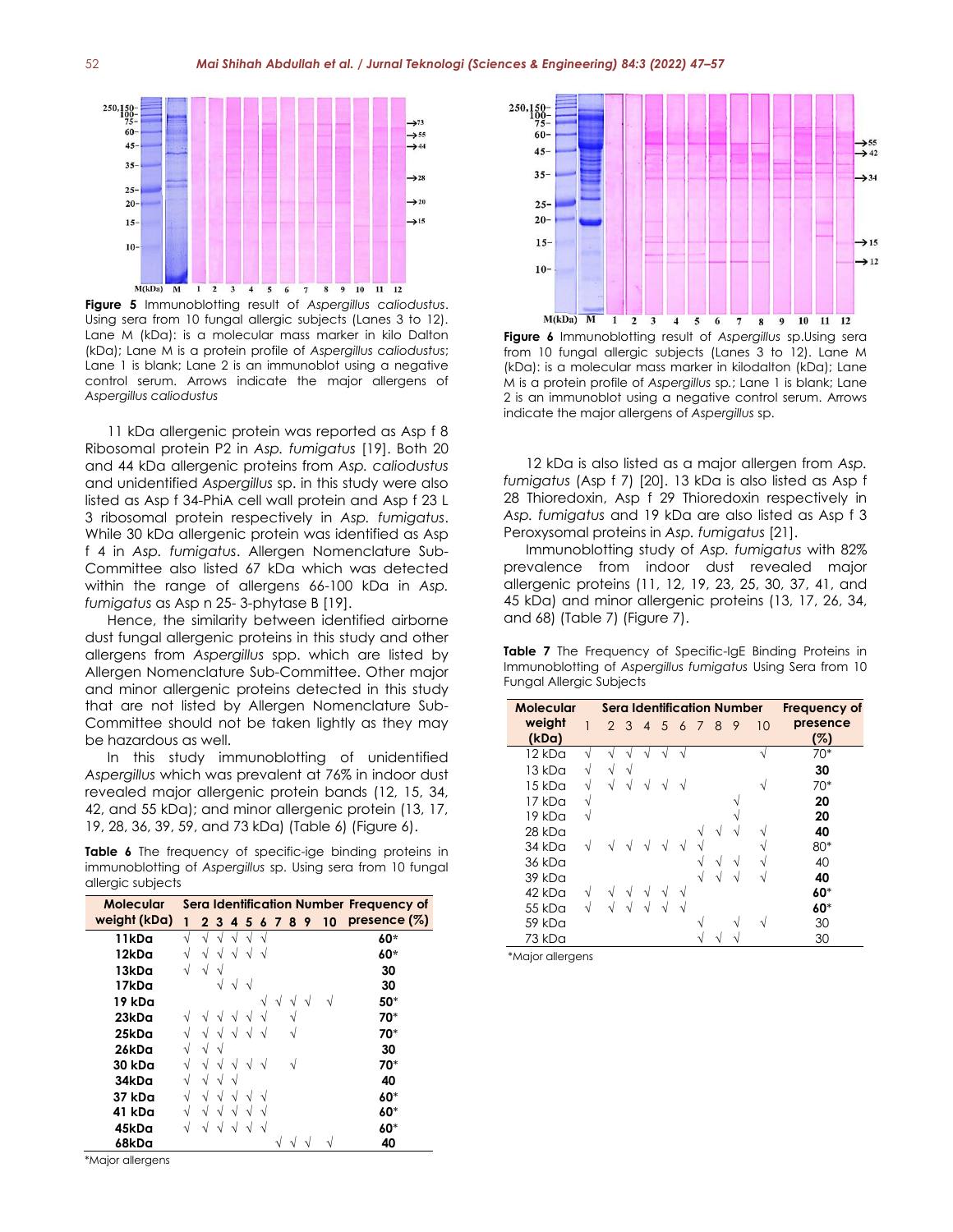**Figure 5** Immunoblotting result of *Aspergillus caliodustus*. Using sera from 10 fungal allergic subjects (Lanes 3 to 12). Lane M (kDa): is a molecular mass marker in kilo Dalton (kDa); Lane M is a protein profile of *Aspergillus caliodustus*; Lane 1 is blank; Lane 2 is an immunoblot using a negative control serum. Arrows indicate the major allergens of *Aspergillus caliodustus*

11 kDa allergenic protein was reported as Asp f 8 Ribosomal protein P2 in *Asp. fumigatus* [19]. Both 20 and 44 kDa allergenic proteins from *Asp. caliodustus* and unidentified *Aspergillus* sp. in this study were also listed as Asp f 34-PhiA cell wall protein and Asp f 23 L 3 ribosomal protein respectively in *Asp. fumigatus*. While 30 kDa allergenic protein was identified as Asp f 4 in *Asp. fumigatus*. Allergen Nomenclature Sub-Committee also listed 67 kDa which was detected within the range of allergens 66-100 kDa in *Asp. fumigatus* as Asp n 25- 3-phytase B [19].

Hence, the similarity between identified airborne dust fungal allergenic proteins in this study and other allergens from *Aspergillus* spp. which are listed by Allergen Nomenclature Sub-Committee. Other major and minor allergenic proteins detected in this study that are not listed by Allergen Nomenclature Sub-Committee should not be taken lightly as they may be hazardous as well.

In this study immunoblotting of unidentified *Aspergillus* which was prevalent at 76% in indoor dust revealed major allergenic protein bands (12, 15, 34, 42, and 55 kDa); and minor allergenic protein (13, 17, 19, 28, 36, 39, 59, and 73 kDa) (Table 6) (Figure 6).

**Table 6** The frequency of specific-ige binding proteins in immunoblotting of *Aspergillus* sp. Using sera from 10 fungal allergic subjects

| Molecular weight (kDa) | Sera Identification Number | | | | | | | | | | Frequency of presence (%) |
|---|---|---|---|---|---|---|---|---|---|---|---|
| | 1 | 2 | 3 | 4 | 5 | 6 | 7 | 8 | 9 | 10 | |
| 11kDa | √ | √ | √ | √ | √ | √ | | | | | 60* |
| 12kDa | √ | √ | √ | √ | √ | √ | | | | | 60* |
| 13kDa | √ | √ | √ | | | | | | | | 30 |
| 17kDa | | | √ | √ | √ | | | | | | 30 |
| 19 kDa | | | | | | √ | √ | √ | √ | √ | 50* |
| 23kDa | √ | √ | √ | √ | √ | √ | | √ | | | 70* |
| 25kDa | √ | √ | √ | √ | √ | √ | | √ | | | 70* |
| 26kDa | √ | √ | √ | | | | | | | | 30 |
| 30 kDa | √ | √ | √ | √ | √ | √ | | √ | | | 70* |
| 34kDa | √ | √ | √ | √ | | | | | | | 40 |
| 37 kDa | √ | √ | √ | √ | √ | √ | | | | | 60* |
| 41 kDa | √ | √ | √ | √ | √ | √ | | | | | 60* |
| 45kDa | √ | √ | √ | √ | √ | √ | | | | | 60* |
| 68kDa | | | | | | | √ | √ | √ | √ | 40 |

*Major allergens

**Figure 6** Immunoblotting result of *Aspergillus* sp.Using sera from 10 fungal allergic subjects (Lanes 3 to 12). Lane M (kDa): is a molecular mass marker in kilodalton (kDa); Lane M is a protein profile of *Aspergillus* sp.; Lane 1 is blank; Lane 2 is an immunoblot using a negative control serum. Arrows indicate the major allergens of *Aspergillus* sp.

12 kDa is also listed as a major allergen from *Asp. fumigatus* (Asp f 7) [20]. 13 kDa is also listed as Asp f 28 Thioredoxin, Asp f 29 Thioredoxin respectively in *Asp. fumigatus* and 19 kDa are also listed as Asp f 3 Peroxysomal proteins in *Asp. fumigatus* [21].

Immunoblotting study of *Asp. fumigatus* with 82% prevalence from indoor dust revealed major allergenic proteins (11, 12, 19, 23, 25, 30, 37, 41, and 45 kDa) and minor allergenic proteins (13, 17, 26, 34, and 68) (Table 7) (Figure 7).

**Table 7** The Frequency of Specific-IgE Binding Proteins in Immunoblotting of *Aspergillus fumigatus* Using Sera from 10 Fungal Allergic Subjects

| Molecular weight (kDa) | Sera Identification Number | | | | | | | | | | Frequency of presence (%) |
|---|---|---|---|---|---|---|---|---|---|---|---|
| | 1 | 2 | 3 | 4 | 5 | 6 | 7 | 8 | 9 | 10 | |
| 12 kDa | √ | √ | √ | √ | √ | √ | | | | √ | 70* |
| 13 kDa | √ | √ | √ | | | | | | | | 30 |
| 15 kDa | √ | √ | √ | √ | √ | √ | | | | √ | 70* |
| 17 kDa | √ | | | | | | | | √ | | 20 |
| 19 kDa | √ | | | | | | | | √ | | 20 |
| 28 kDa | | | | | | | √ | √ | √ | √ | 40 |
| 34 kDa | √ | √ | √ | √ | √ | √ | √ | | | √ | 80* |
| 36 kDa | | | | | | | √ | √ | √ | √ | 40 |
| 39 kDa | | | | | | | √ | √ | √ | √ | 40 |
| 42 kDa | √ | √ | √ | √ | √ | √ | | | | | 60* |
| 55 kDa | √ | √ | √ | √ | √ | √ | | | | | 60* |
| 59 kDa | | | | | | | √ | | √ | √ | 30 |
| 73 kDa | | | | | | | √ | √ | √ | | 30 |

*Major allergens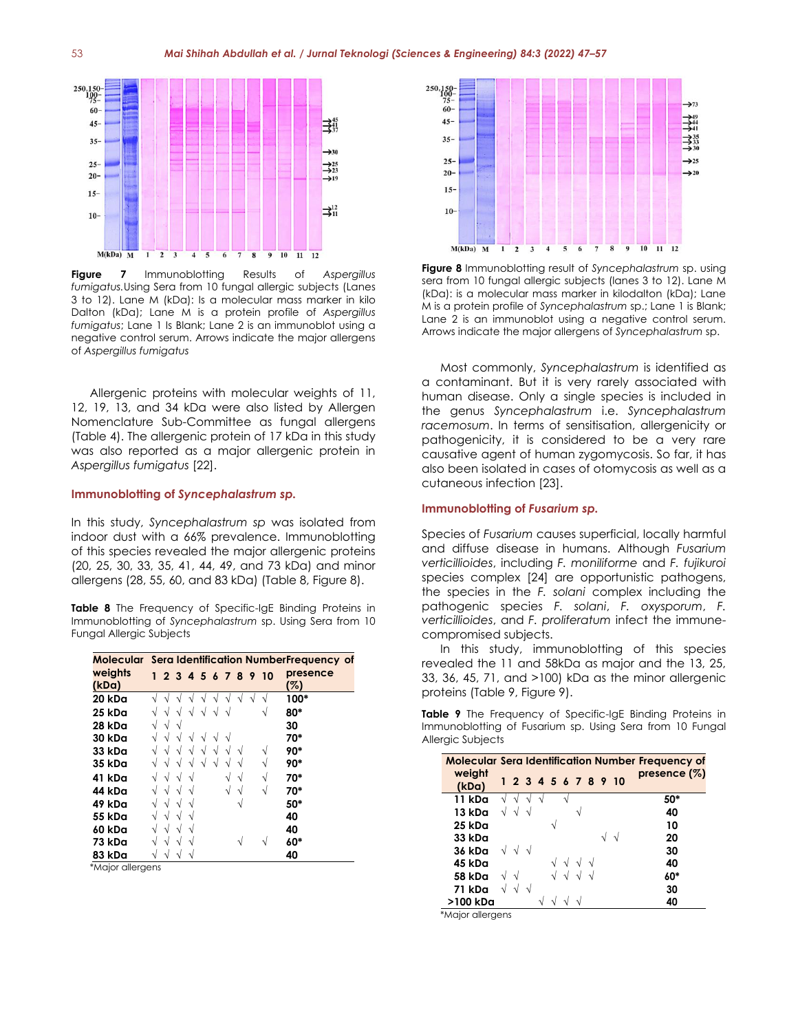**Figure 7** Immunoblotting Results of *Aspergillus fumigatus.* Using Sera from 10 fungal allergic subjects (Lanes 3 to 12). Lane M (kDa): Is a molecular mass marker in kilo Dalton (kDa); Lane M is a protein profile of *Aspergillus fumigatus*; Lane 1 Is Blank; Lane 2 is an immunoblot using a negative control serum. Arrows indicate the major allergens of *Aspergillus fumigatus*

Allergenic proteins with molecular weights of 11, 12, 19, 13, and 34 kDa were also listed by Allergen Nomenclature Sub-Committee as fungal allergens (Table 4). The allergenic protein of 17 kDa in this study was also reported as a major allergenic protein in *Aspergillus fumigatus* [22].

### Immunoblotting of *Syncephalastrum sp.*

In this study, *Syncephalastrum sp* was isolated from indoor dust with a 66% prevalence. Immunoblotting of this species revealed the major allergenic proteins (20, 25, 30, 33, 35, 41, 44, 49, and 73 kDa) and minor allergens (28, 55, 60, and 83 kDa) (Table 8, Figure 8).

**Table 8** The Frequency of Specific-IgE Binding Proteins in Immunoblotting of *Syncephalastrum* sp. Using Sera from 10 Fungal Allergic Subjects

| Molecular weights (kDa) | 1 | 2 | 3 | 4 | 5 | 6 | 7 | 8 | 9 | 10 | Frequency of presence (%) |
|---|---|---|---|---|---|---|---|---|---|---|---|
| | Sera Identification Number | | | | | | | | | | |
| 20 kDa | √ | √ | √ | √ | √ | √ | √ | √ | √ | √ | 100* |
| 25 kDa | √ | √ | √ | √ | √ | √ | √ | | | √ | 80* |
| 28 kDa | √ | √ | √ | | | | | | | | 30 |
| 30 kDa | √ | √ | √ | √ | √ | √ | √ | | | | 70* |
| 33 kDa | √ | √ | √ | √ | √ | √ | √ | √ | | √ | 90* |
| 35 kDa | √ | √ | √ | √ | √ | √ | √ | √ | | √ | 90* |
| 41 kDa | √ | √ | √ | √ | | | √ | √ | | √ | 70* |
| 44 kDa | √ | √ | √ | √ | | | √ | √ | | √ | 70* |
| 49 kDa | √ | √ | √ | √ | | | | √ | | | 50* |
| 55 kDa | √ | √ | √ | √ | | | | | | | 40 |
| 60 kDa | √ | √ | √ | √ | | | | | | | 40 |
| 73 kDa | √ | √ | √ | √ | | | | √ | | √ | 60* |
| 83 kDa | √ | √ | √ | √ | | | | | | | 40 |

*Major allergens

**Figure 8** Immunoblotting result of *Syncephalastrum* sp. using sera from 10 fungal allergic subjects (lanes 3 to 12). Lane M (kDa): is a molecular mass marker in kilodalton (kDa); Lane M is a protein profile of *Syncephalastrum* sp.; Lane 1 is Blank; Lane 2 is an immunoblot using a negative control serum. Arrows indicate the major allergens of *Syncephalastrum* sp.

Most commonly, *Syncephalastrum* is identified as a contaminant. But it is very rarely associated with human disease. Only a single species is included in the genus *Syncephalastrum* i.e. *Syncephalastrum racemosum*. In terms of sensitisation, allergenicity or pathogenicity, it is considered to be a very rare causative agent of human zygomycosis. So far, it has also been isolated in cases of otomycosis as well as a cutaneous infection [23].

### Immunoblotting of *Fusarium sp.*

Species of *Fusarium* causes superficial, locally harmful and diffuse disease in humans. Although *Fusarium verticillioides*, including *F. moniliforme* and *F. fujikuroi* species complex [24] are opportunistic pathogens, the species in the *F. solani* complex including the pathogenic species *F. solani*, *F. oxysporum*, *F. verticillioides*, and *F. proliferatum* infect the immune-compromised subjects.

In this study, immunoblotting of this species revealed the 11 and 58kDa as major and the 13, 25, 33, 36, 45, 71, and >100) kDa as the minor allergenic proteins (Table 9, Figure 9).

**Table 9** The Frequency of Specific-IgE Binding Proteins in Immunoblotting of Fusarium sp. Using Sera from 10 Fungal Allergic Subjects

| Molecular weight (kDa) | 1 | 2 | 3 | 4 | 5 | 6 | 7 | 8 | 9 | 10 | Frequency of presence (%) |
|---|---|---|---|---|---|---|---|---|---|---|---|
| | Sera Identification Number | | | | | | | | | | |
| 11 kDa | √ | √ | √ | √ | | √ | | | | | 50* |
| 13 kDa | √ | √ | √ | | | | √ | | | | 40 |
| 25 kDa | | | | | √ | | | | | | 10 |
| 33 kDa | | | | | | | | | √ | √ | 20 |
| 36 kDa | √ | √ | √ | | | | | | | | 30 |
| 45 kDa | | | | | √ | √ | √ | √ | | | 40 |
| 58 kDa | √ | √ | | | √ | √ | √ | √ | | | 60* |
| 71 kDa | √ | √ | √ | | | | | | | | 30 |
| >100 kDa | | | | √ | √ | √ | √ | | | | 40 |

*Major allergens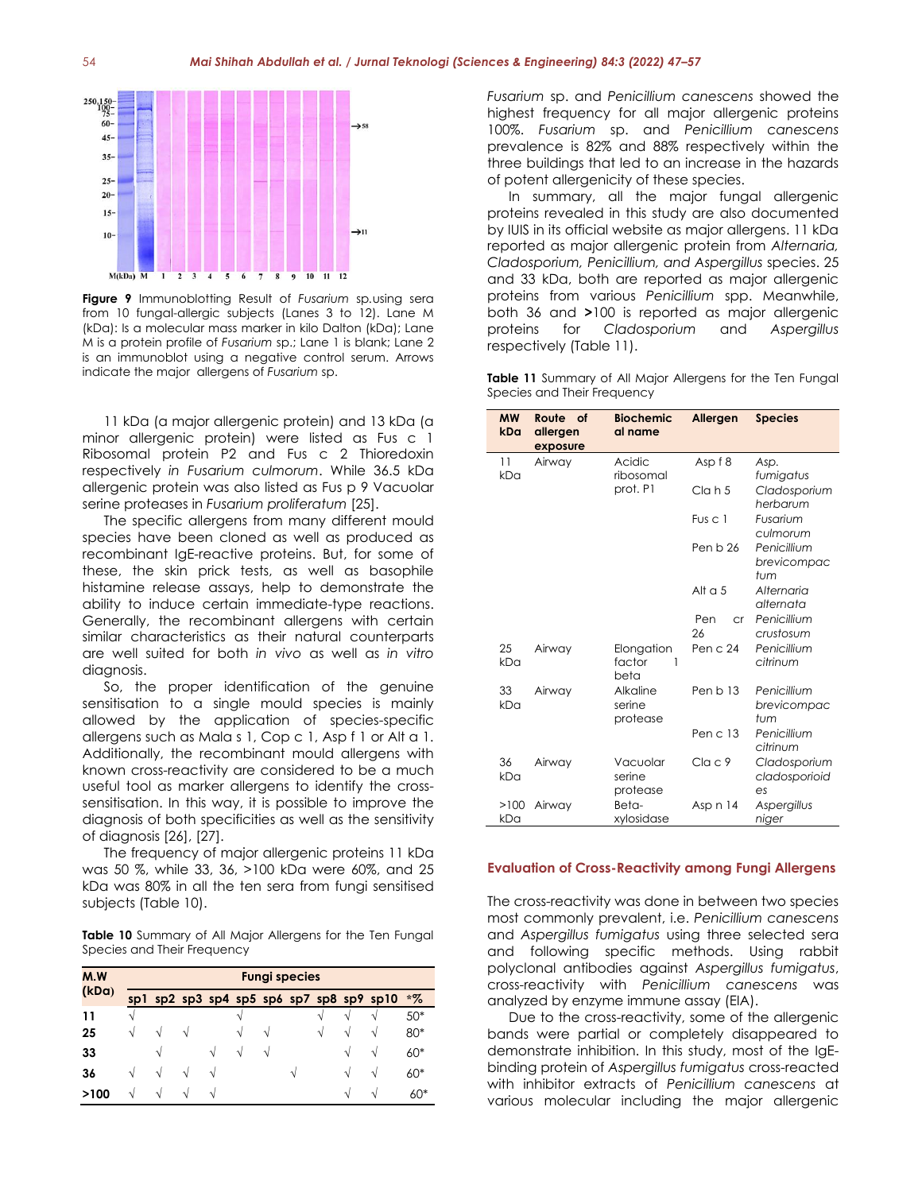**Figure 9** Immunoblotting Result of *Fusarium* sp.using sera from 10 fungal-allergic subjects (Lanes 3 to 12). Lane M (kDa): Is a molecular mass marker in kilo Dalton (kDa); Lane M is a protein profile of *Fusarium* sp.; Lane 1 is blank; Lane 2 is an immunoblot using a negative control serum. Arrows indicate the major allergens of *Fusarium* sp.

11 kDa (a major allergenic protein) and 13 kDa (a minor allergenic protein) were listed as Fus c 1 Ribosomal protein P2 and Fus c 2 Thioredoxin respectively *in Fusarium culmorum*. While 36.5 kDa allergenic protein was also listed as Fus p 9 Vacuolar serine proteases in *Fusarium proliferatum* [25].

The specific allergens from many different mould species have been cloned as well as produced as recombinant IgE-reactive proteins. But, for some of these, the skin prick tests, as well as basophile histamine release assays, help to demonstrate the ability to induce certain immediate-type reactions. Generally, the recombinant allergens with certain similar characteristics as their natural counterparts are well suited for both *in vivo* as well as *in vitro* diagnosis.

So, the proper identification of the genuine sensitisation to a single mould species is mainly allowed by the application of species-specific allergens such as Mala s 1, Cop c 1, Asp f 1 or Alt a 1. Additionally, the recombinant mould allergens with known cross-reactivity are considered to be a much useful tool as marker allergens to identify the cross-sensitisation. In this way, it is possible to improve the diagnosis of both specificities as well as the sensitivity of diagnosis [26], [27].

The frequency of major allergenic proteins 11 kDa was 50 %, while 33, 36, >100 kDa were 60%, and 25 kDa was 80% in all the ten sera from fungi sensitised subjects (Table 10).

**Table 10** Summary of All Major Allergens for the Ten Fungal Species and Their Frequency

| M.W (kDa) | Fungi species | | | | | | | | | | |
|---|---|---|---|---|---|---|---|---|---|---|---|
| | sp1 | sp2 | sp3 | sp4 | sp5 | sp6 | sp7 | sp8 | sp9 | sp10 | *% |
| **11** | √ | | | | √ | | | √ | √ | √ | 50* |
| **25** | √ | √ | √ | | √ | √ | | √ | √ | √ | 80* |
| **33** | | √ | | √ | √ | √ | | | √ | √ | 60* |
| **36** | √ | √ | √ | √ | | | √ | | √ | √ | 60* |
| **>100** | √ | √ | √ | √ | | | | | √ | √ | 60* |

*Fusarium* sp. and *Penicillium canescens* showed the highest frequency for all major allergenic proteins 100%. *Fusarium* sp. and *Penicillium canescens* prevalence is 82% and 88% respectively within the three buildings that led to an increase in the hazards of potent allergenicity of these species.

In summary, all the major fungal allergenic proteins revealed in this study are also documented by IUIS in its official website as major allergens. 11 kDa reported as major allergenic protein from *Alternaria, Cladosporium, Penicillium, and Aspergillus* species. 25 and 33 kDa, both are reported as major allergenic proteins from various *Penicillium* spp. Meanwhile, both 36 and **>**100 is reported as major allergenic proteins for *Cladosporium* and *Aspergillus* respectively (Table 11).

**Table 11** Summary of All Major Allergens for the Ten Fungal Species and Their Frequency

| MW kDa | Route of allergen exposure | Biochemical name | Allergen | Species |
|---|---|---|---|---|
| 11 kDa | Airway | Acidic ribosomal prot. P1 | Asp f 8 | *Asp. fumigatus* |
| | | | Cla h 5 | *Cladosporium herbarum* |
| | | | Fus c 1 | *Fusarium culmorum* |
| | | | Pen b 26 | *Penicillium brevicompactum* |
| | | | Alt a 5 | *Alternaria alternata* |
| | | | Pen cr 26 | *Penicillium crustosum* |
| 25 kDa | Airway | Elongation factor 1 beta | Pen c 24 | *Penicillium citrinum* |
| 33 kDa | Airway | Alkaline serine protease | Pen b 13 | *Penicillium brevicompactum* |
| | | | Pen c 13 | *Penicillium citrinum* |
| 36 kDa | Airway | Vacuolar serine protease | Cla c 9 | *Cladosporium cladosporioides* |
| >100 kDa | Airway | Beta-xylosidase | Asp n 14 | *Aspergillus niger* |

## Evaluation of Cross-Reactivity among Fungi Allergens

The cross-reactivity was done in between two species most commonly prevalent, i.e. *Penicillium canescens* and *Aspergillus fumigatus* using three selected sera and following specific methods. Using rabbit polyclonal antibodies against *Aspergillus fumigatus*, cross-reactivity with *Penicillium canescens* was analyzed by enzyme immune assay (EIA).

Due to the cross-reactivity, some of the allergenic bands were partial or completely disappeared to demonstrate inhibition. In this study, most of the IgE-binding protein of *Aspergillus fumigatus* cross-reacted with inhibitor extracts of *Penicillium canescens* at various molecular including the major allergenic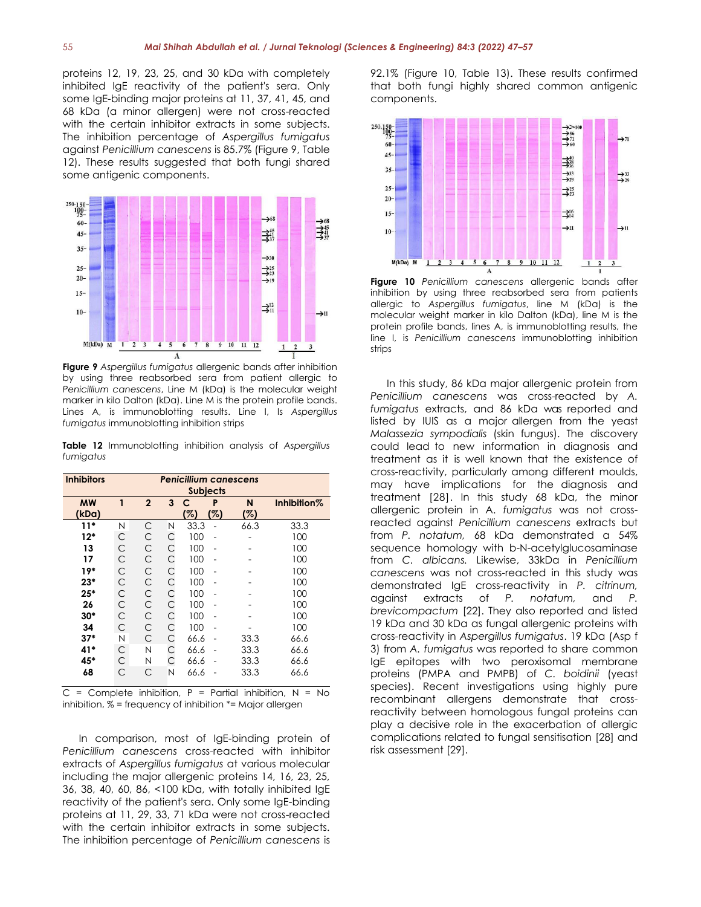proteins 12, 19, 23, 25, and 30 kDa with completely inhibited IgE reactivity of the patient's sera. Only some IgE-binding major proteins at 11, 37, 41, 45, and 68 kDa (a minor allergen) were not cross-reacted with the certain inhibitor extracts in some subjects. The inhibition percentage of *Aspergillus fumigatus* against *Penicillium canescens* is 85.7% (Figure 9, Table 12). These results suggested that both fungi shared some antigenic components.

**Figure 9** *Aspergillus fumigatus* allergenic bands after inhibition by using three reabsorbed sera from patient allergic to *Penicillium canescens*, Line M (kDa) is the molecular weight marker in kilo Dalton (kDa). Line M is the protein profile bands. Lines A, is immunoblotting results. Line I, Is *Aspergillus fumigatus* immunoblotting inhibition strips

**Table 12** Immunoblotting inhibition analysis of *Aspergillus fumigatus*

| Inhibitors | *Penicillium canescens* Subjects | | | | | | |
|---|---|---|---|---|---|---|---|
| MW (kDa) | 1 | 2 | 3 | C (%) | P (%) | N (%) | Inhibition% |
| 11* | N | C | N | 33.3 | - | 66.3 | 33.3 |
| 12* | C | C | C | 100 | - | - | 100 |
| 13 | C | C | C | 100 | - | - | 100 |
| 17 | C | C | C | 100 | - | - | 100 |
| 19* | C | C | C | 100 | - | - | 100 |
| 23* | C | C | C | 100 | - | - | 100 |
| 25* | C | C | C | 100 | - | - | 100 |
| 26 | C | C | C | 100 | - | - | 100 |
| 30* | C | C | C | 100 | - | - | 100 |
| 34 | C | C | C | 100 | - | - | 100 |
| 37* | N | C | C | 66.6 | - | 33.3 | 66.6 |
| 41* | C | N | C | 66.6 | - | 33.3 | 66.6 |
| 45* | C | N | C | 66.6 | - | 33.3 | 66.6 |
| 68 | C | C | N | 66.6 | - | 33.3 | 66.6 |

C = Complete inhibition, P = Partial inhibition, N = No inhibition, % = frequency of inhibition *= Major allergen

In comparison, most of IgE-binding protein of *Penicillium canescens* cross-reacted with inhibitor extracts of *Aspergillus fumigatus* at various molecular including the major allergenic proteins 14, 16, 23, 25, 36, 38, 40, 60, 86, <100 kDa, with totally inhibited IgE reactivity of the patient's sera. Only some IgE-binding proteins at 11, 29, 33, 71 kDa were not cross-reacted with the certain inhibitor extracts in some subjects. The inhibition percentage of *Penicillium canescens* is 92.1% (Figure 10, Table 13). These results confirmed that both fungi highly shared common antigenic components.

**Figure 10** *Penicillium canescens* allergenic bands after inhibition by using three reabsorbed sera from patients allergic to *Aspergillus fumigatus*, line M (kDa) is the molecular weight marker in kilo Dalton (kDa), line M is the protein profile bands, lines A, is immunoblotting results, the line I, is *Penicillium canescens* immunoblotting inhibition strips

In this study, 86 kDa major allergenic protein from *Penicillium canescens* was cross-reacted by *A. fumigatus* extracts, and 86 kDa was reported and listed by IUIS as a major allergen from the yeast *Malassezia sympodialis* (skin fungus). The discovery could lead to new information in diagnosis and treatment as it is well known that the existence of cross-reactivity, particularly among different moulds, may have implications for the diagnosis and treatment [28]. In this study 68 kDa, the minor allergenic protein in *A. fumigatus* was not cross-reacted against *Penicillium canescens* extracts but from *P. notatum*, 68 kDa demonstrated a 54% sequence homology with b-N-acetylglucosaminase from *C. albicans.* Likewise, 33kDa in *Penicillium canescens* was not cross-reacted in this study was demonstrated IgE cross-reactivity in *P. citrinum,* against extracts of *P. notatum,* and *P. brevicompactum* [22]. They also reported and listed 19 kDa and 30 kDa as fungal allergenic proteins with cross-reactivity in *Aspergillus fumigatus*. 19 kDa (Asp f 3) from *A. fumigatus* was reported to share common IgE epitopes with two peroxisomal membrane proteins (PMPA and PMPB) of *C. boidinii* (yeast species). Recent investigations using highly pure recombinant allergens demonstrate that cross-reactivity between homologous fungal proteins can play a decisive role in the exacerbation of allergic complications related to fungal sensitisation [28] and risk assessment [29].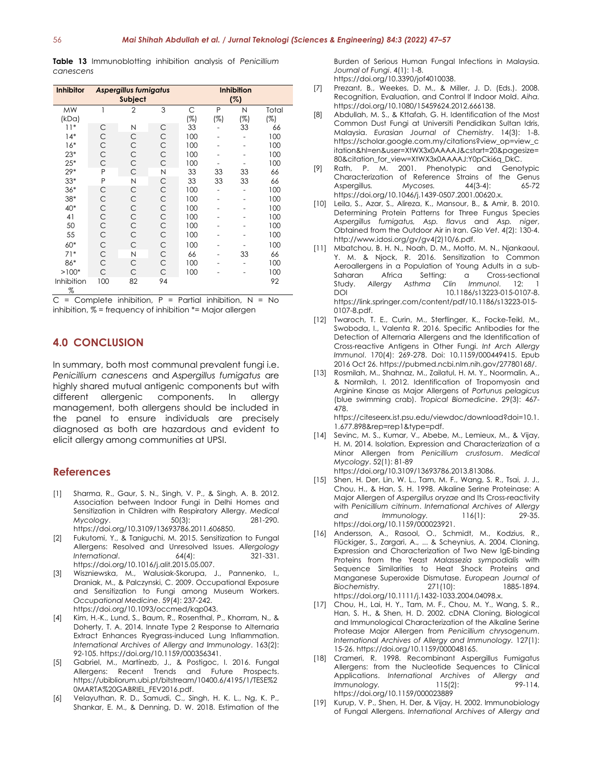**Table 13** Immunoblotting inhibition analysis of *Penicillium canescens*

| Inhibitor | *Aspergillus fumigatus* Subject | | | Inhibition (%) | | | |
|---|---|---|---|---|---|---|---|
| MW (kDa) | 1 | 2 | 3 | C (%) | P (%) | N (%) | Total (%) |
| 11* | C | N | C | 33 | - | 33 | 66 |
| 14* | C | C | C | 100 | - | - | 100 |
| 16* | C | C | C | 100 | - | - | 100 |
| 23* | C | C | C | 100 | - | - | 100 |
| 25* | C | C | C | 100 | - | - | 100 |
| 29* | P | C | N | 33 | 33 | 33 | 66 |
| 33* | P | N | C | 33 | 33 | 33 | 66 |
| 36* | C | C | C | 100 | - | - | 100 |
| 38* | C | C | C | 100 | - | - | 100 |
| 40* | C | C | C | 100 | - | - | 100 |
| 41 | C | C | C | 100 | - | - | 100 |
| 50 | C | C | C | 100 | - | - | 100 |
| 55 | C | C | C | 100 | - | - | 100 |
| 60* | C | C | C | 100 | - | - | 100 |
| 71* | C | N | C | 66 | - | 33 | 66 |
| 86* | C | C | C | 100 | - | - | 100 |
| >100* | C | C | C | 100 | - | - | 100 |
| Inhibition % | 100 | 82 | 94 | | | | 92 |

C = Complete inhibition, P = Partial inhibition, N = No inhibition, % = frequency of inhibition *= Major allergen

## 4.0 CONCLUSION

In summary, both most communal prevalent fungi i.e. *Penicillium canescens* and *Aspergillus fumigatus* are highly shared mutual antigenic components but with different allergenic components. In allergy management, both allergens should be included in the panel to ensure individuals are precisely diagnosed as both are hazardous and evident to elicit allergy among communities at UPSI.

## References

[1] Sharma, R., Gaur, S. N., Singh, V. P., & Singh, A. B. 2012. Association between Indoor Fungi in Delhi Homes and Sensitization in Children with Respiratory Allergy. *Medical Mycology*. 50(3): 281-290. https://doi.org/10.3109/13693786.2011.606850.

[2] Fukutomi, Y., & Taniguchi, M. 2015. Sensitization to Fungal Allergens: Resolved and Unresolved Issues. *Allergology International*. 64(4): 321-331. https://doi.org/10.1016/j.alit.2015.05.007.

[3] Wiszniewska, M., Walusiak-Skorupa, J., Pannenko, I., Draniak, M., & Palczynski, C. 2009. Occupational Exposure and Sensitization to Fungi among Museum Workers. *Occupational Medicine*. 59(4): 237-242. https://doi.org/10.1093/occmed/kqp043.

[4] Kim, H.-K., Lund, S., Baum, R., Rosenthal, P., Khorram, N., & Doherty, T. A. 2014. Innate Type 2 Response to Alternaria Extract Enhances Ryegrass-induced Lung Inflammation. *International Archives of Allergy and Immunology*. 163(2): 92-105. https://doi.org/10.1159/000356341.

[5] Gabriel, M., Martínezb, J., & Postigoc, I. 2016. Fungal Allergens: Recent Trends and Future Prospects. https://ubibliorum.ubi.pt/bitstream/10400.6/4195/1/TESE%20MARTA%20GABRIEL_FEV2016.pdf.

[6] Velayuthan, R. D., Samudi, C., Singh, H. K. L., Ng, K. P., Shankar, E. M., & Denning, D. W. 2018. Estimation of the Burden of Serious Human Fungal Infections in Malaysia. *Journal of Fungi*. 4(1): 1-8. https://doi.org/10.3390/jof4010038.

[7] Prezant, B., Weekes, D. M., & Miller, J. D. (Eds.). 2008. Recognition, Evaluation, and Control lf Indoor Mold. *Aiha.* https://doi.org/10.1080/15459624.2012.666138.

[8] Abdullah, M. S., & Kttafah, G. H. Identification of the Most Common Dust Fungi at Universiti Pendidikan Sultan Idris, Malaysia. *Eurasian Journal of Chemistry*. 14(3): 1-8. https://scholar.google.com.my/citations?view_op=view_citation&hl=en&user=XtWX3x0AAAAJ&cstart=20&pagesize=80&citation_for_view=XtWX3x0AAAAJ:Y0pCki6q_DkC.

[9] Rath, P. M. 2001. Phenotypic and Genotypic Characterization of Reference Strains of the Genus Aspergillus. *Mycoses.* 44(3-4): 65-72 https://doi.org/10.1046/j.1439-0507.2001.00620.x.

[10] Leila, S., Azar, S., Alireza, K., Mansour, B., & Amir, B. 2010. Determining Protein Patterns for Three Fungus Species *Aspergillus fumigatus, Asp. flavus* and *Asp. niger*, Obtained from the Outdoor Air in Iran. *Glo Vet*. 4(2): 130-4. http://www.idosi.org/gv/gv4(2)10/6.pdf.

[11] Mbatchou, B. H. N., Noah, D. M., Motto, M. N., Njankaoul, Y. M. & Njock, R. 2016. Sensitization to Common Aeroallergens in a Population of Young Adults in a sub-Saharan Africa Setting: a Cross-sectional Study. *Allergy Asthma Clin Immunol*. 12: 1 DOI 10.1186/s13223-015-0107-8. https://link.springer.com/content/pdf/10.1186/s13223-015-0107-8.pdf.

[12] Twaroch, T. E., Curin, M., Sterflinger, K., Focke-Teikl, M., Swoboda, I., Valenta R. 2016. Specific Antibodies for the Detection of Alternaria Allergens and the Identification of Cross-reactive Antigens in Other Fungi. *Int Arch Allergy Immunol*. 170(4): 269-278. Doi: 10.1159/000449415. Epub 2016 Oct 26. https://pubmed.ncbi.nlm.nih.gov/27780168/.

[13] Rosmilah, M., Shahnaz, M., Zailatul, H. M. Y., Noormalin, A., & Normilah, I. 2012. Identification of Tropomyosin and Arginine Kinase as Major Allergens of *Portunus pelagicus* (blue swimming crab). *Tropical Biomedicine*. 29(3): 467-478. https://citeseerx.ist.psu.edu/viewdoc/download?doi=10.1.1.677.898&rep=rep1&type=pdf.

[14] Sevinc, M. S., Kumar, V., Abebe, M., Lemieux, M., & Vijay, H. M. 2014. Isolation, Expression and Characterization of a Minor Allergen from *Penicillium crustosum*. *Medical Mycology*. 52(1): 81-89 https://doi.org/10.3109/13693786.2013.813086.

[15] Shen, H. Der, Lin, W. L., Tam, M. F., Wang, S. R., Tsai, J. J., Chou, H., & Han, S. H. 1998. Alkaline Serine Proteinase: A Major Allergen of *Aspergillus oryzae* and Its Cross-reactivity with *Penicillium citrinum*. *International Archives of Allergy and Immunology.* 116(1): 29-35. https://doi.org/10.1159/000023921.

[16] Andersson, A., Rasool, O., Schmidt, M., Kodzius, R., Flückiger, S., Zargari, A., ... & Scheynius, A. 2004. Cloning, Expression and Characterization of Two New IgE-binding Proteins from the Yeast *Malassezia sympodialis* with Sequence Similarities to Heat Shock Proteins and Manganese Superoxide Dismutase. *European Journal of Biochemistry.* 271(10): 1885-1894. https://doi.org/10.1111/j.1432-1033.2004.04098.x.

[17] Chou, H., Lai, H. Y., Tam, M. F., Chou, M. Y., Wang, S. R., Han, S. H., & Shen, H. D. 2002. cDNA Cloning, Biological and Immunological Characterization of the Alkaline Serine Protease Major Allergen from *Penicillium chrysogenum*. *International Archives of Allergy and Immunology.* 127(1): 15-26. https://doi.org/10.1159/000048165.

[18] Crameri, R. 1998. Recombinant Aspergillus Fumigatus Allergens: from the Nucleotide Sequences to Clinical Applications. *International Archives of Allergy and Immunology.* 115(2): 99-114. https://doi.org/10.1159/000023889

[19] Kurup, V. P., Shen, H. Der, & Vijay, H. 2002. Immunobiology of Fungal Allergens. *International Archives of Allergy and*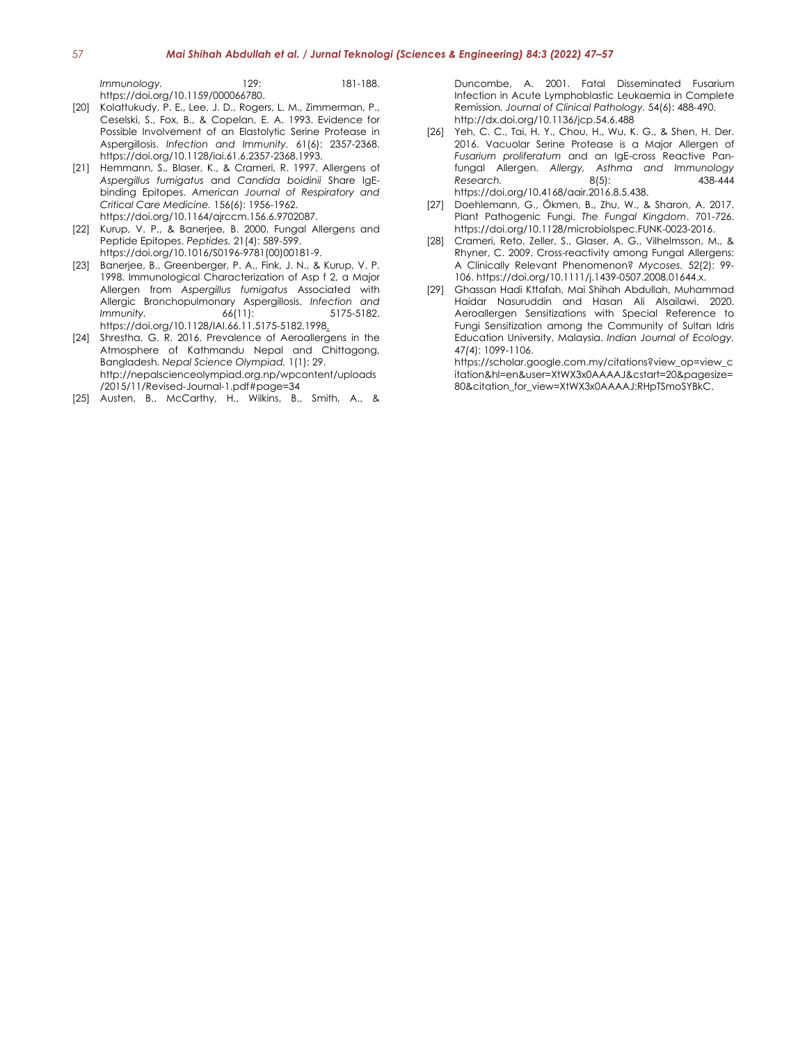*Immunology.* 129: 181-188. https://doi.org/10.1159/000066780.

[20] Kolattukudy, P. E., Lee, J. D., Rogers, L. M., Zimmerman, P., Ceselski, S., Fox, B., & Copelan, E. A. 1993. Evidence for Possible Involvement of an Elastolytic Serine Protease in Aspergillosis. *Infection and Immunity.* 61(6): 2357-2368. https://doi.org/10.1128/iai.61.6.2357-2368.1993.

[21] Hemmann, S., Blaser, K., & Crameri, R. 1997. Allergens of *Aspergillus fumigatus* and *Candida boidinii* Share IgE-binding Epitopes. *American Journal of Respiratory and Critical Care Medicine.* 156(6): 1956-1962. https://doi.org/10.1164/ajrccm.156.6.9702087.

[22] Kurup, V. P., & Banerjee, B. 2000. Fungal Allergens and Peptide Epitopes. *Peptides.* 21(4): 589-599. https://doi.org/10.1016/S0196-9781(00)00181-9.

[23] Banerjee, B., Greenberger, P. A., Fink, J. N., & Kurup, V. P. 1998. Immunological Characterization of Asp f 2, a Major Allergen from *Aspergillus fumigatus* Associated with Allergic Bronchopulmonary Aspergillosis. *Infection and Immunity.* 66(11): 5175-5182. https://doi.org/10.1128/IAI.66.11.5175-5182.1998.

[24] Shrestha, G. R. 2016. Prevalence of Aeroallergens in the Atmosphere of Kathmandu Nepal and Chittagong, Bangladesh. *Nepal Science Olympiad.* 1(1): 29. http://nepalscienceolympiad.org.np/wpcontent/uploads/2015/11/Revised-Journal-1.pdf#page=34

[25] Austen, B., McCarthy, H., Wilkins, B., Smith, A., & Duncombe, A. 2001. Fatal Disseminated Fusarium Infection in Acute Lymphoblastic Leukaemia in Complete Remission. *Journal of Clinical Pathology.* 54(6): 488-490. http://dx.doi.org/10.1136/jcp.54.6.488

[26] Yeh, C. C., Tai, H. Y., Chou, H., Wu, K. G., & Shen, H. Der. 2016. Vacuolar Serine Protease is a Major Allergen of *Fusarium proliferatum* and an IgE-cross Reactive Pan-fungal Allergen. *Allergy, Asthma and Immunology Research.* 8(5): 438-444 https://doi.org/10.4168/aair.2016.8.5.438.

[27] Doehlemann, G., Ökmen, B., Zhu, W., & Sharon, A. 2017. Plant Pathogenic Fungi. *The Fungal Kingdom*. 701-726. https://doi.org/10.1128/microbiolspec.FUNK-0023-2016.

[28] Crameri, Reto, Zeller, S., Glaser, A. G., Vilhelmsson, M., & Rhyner, C. 2009. Cross-reactivity among Fungal Allergens: A Clinically Relevant Phenomenon? *Mycoses.* 52(2): 99-106. https://doi.org/10.1111/j.1439-0507.2008.01644.x.

[29] Ghassan Hadi Kttafah, Mai Shihah Abdullah, Muhammad Haidar Nasuruddin and Hasan Ali Alsailawi. 2020. Aeroallergen Sensitizations with Special Reference to Fungi Sensitization among the Community of Sultan Idris Education University, Malaysia. *Indian Journal of Ecology.* 47(4): 1099-1106. https://scholar.google.com.my/citations?view_op=view_citation&hl=en&user=XtWX3x0AAAAJ&cstart=20&pagesize=80&citation_for_view=XtWX3x0AAAAJ:RHpTSmoSYBkC.